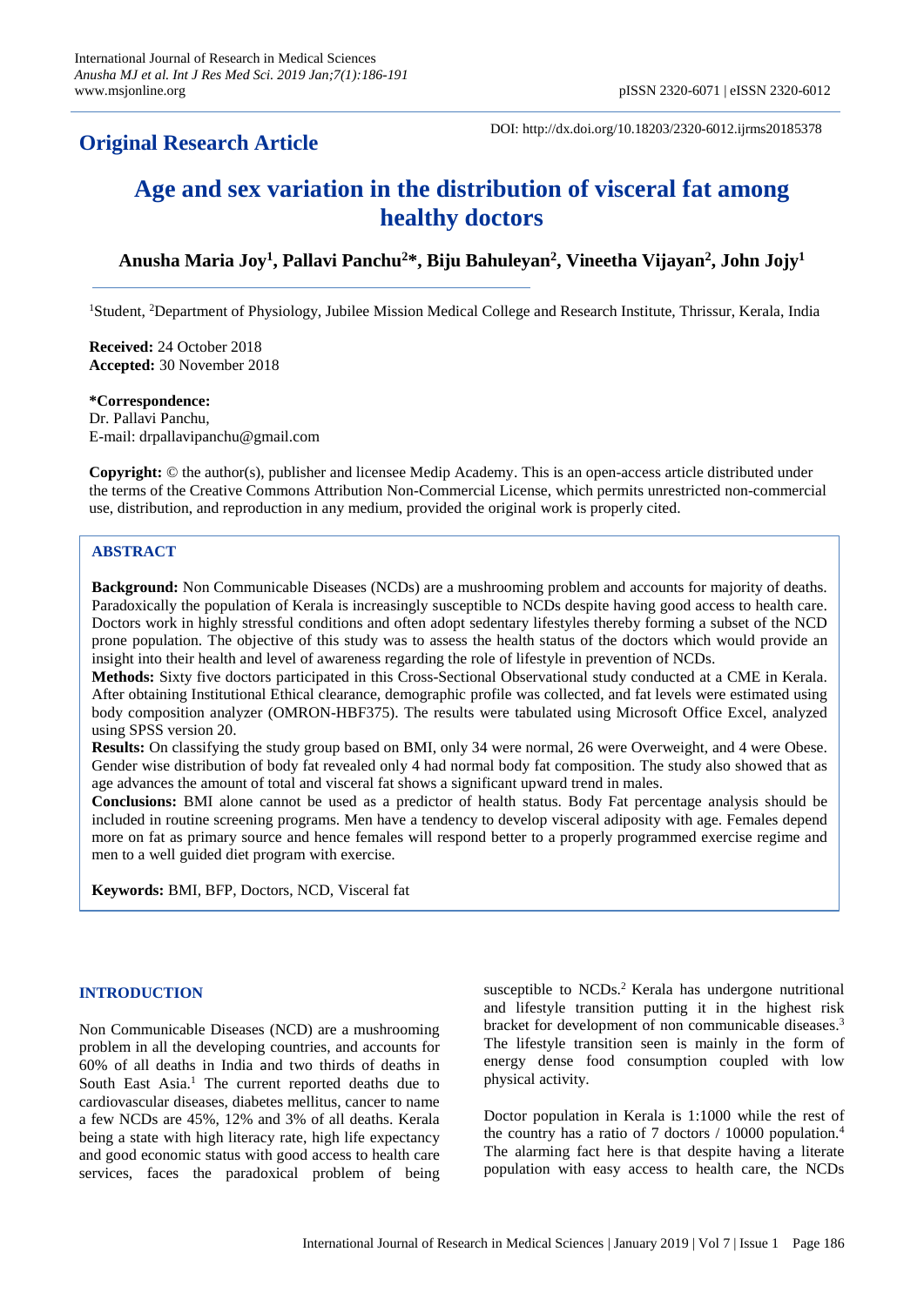**Original Research Article**

DOI: http://dx.doi.org/10.18203/2320-6012.ijrms20185378

# Age and sex variation in the distribution of visceral fat among healthy doctors

**Anusha Maria Joy[1], Pallavi Panchu[2]\*, Biju Bahuleyan[2], Vineetha Vijayan[2], John Jojy[1]**

[1]Student, [2]Department of Physiology, Jubilee Mission Medical College and Research Institute, Thrissur, Kerala, India

**Received:** 24 October 2018
**Accepted:** 30 November 2018

**\*Correspondence:**
Dr. Pallavi Panchu,
E-mail: drpallavipanchu@gmail.com

**Copyright:** © the author(s), publisher and licensee Medip Academy. This is an open-access article distributed under the terms of the Creative Commons Attribution Non-Commercial License, which permits unrestricted non-commercial use, distribution, and reproduction in any medium, provided the original work is properly cited.

## ABSTRACT

**Background:** Non Communicable Diseases (NCDs) are a mushrooming problem and accounts for majority of deaths. Paradoxically the population of Kerala is increasingly susceptible to NCDs despite having good access to health care. Doctors work in highly stressful conditions and often adopt sedentary lifestyles thereby forming a subset of the NCD prone population. The objective of this study was to assess the health status of the doctors which would provide an insight into their health and level of awareness regarding the role of lifestyle in prevention of NCDs.

**Methods:** Sixty five doctors participated in this Cross-Sectional Observational study conducted at a CME in Kerala. After obtaining Institutional Ethical clearance, demographic profile was collected, and fat levels were estimated using body composition analyzer (OMRON-HBF375). The results were tabulated using Microsoft Office Excel, analyzed using SPSS version 20.

**Results:** On classifying the study group based on BMI, only 34 were normal, 26 were Overweight, and 4 were Obese. Gender wise distribution of body fat revealed only 4 had normal body fat composition. The study also showed that as age advances the amount of total and visceral fat shows a significant upward trend in males.

**Conclusions:** BMI alone cannot be used as a predictor of health status. Body Fat percentage analysis should be included in routine screening programs. Men have a tendency to develop visceral adiposity with age. Females depend more on fat as primary source and hence females will respond better to a properly programmed exercise regime and men to a well guided diet program with exercise.

**Keywords:** BMI, BFP, Doctors, NCD, Visceral fat

## INTRODUCTION

Non Communicable Diseases (NCD) are a mushrooming problem in all the developing countries, and accounts for 60% of all deaths in India and two thirds of deaths in South East Asia.[1] The current reported deaths due to cardiovascular diseases, diabetes mellitus, cancer to name a few NCDs are 45%, 12% and 3% of all deaths. Kerala being a state with high literacy rate, high life expectancy and good economic status with good access to health care services, faces the paradoxical problem of being susceptible to NCDs.[2] Kerala has undergone nutritional and lifestyle transition putting it in the highest risk bracket for development of non communicable diseases.[3] The lifestyle transition seen is mainly in the form of energy dense food consumption coupled with low physical activity.

Doctor population in Kerala is 1:1000 while the rest of the country has a ratio of 7 doctors / 10000 population.[4] The alarming fact here is that despite having a literate population with easy access to health care, the NCDs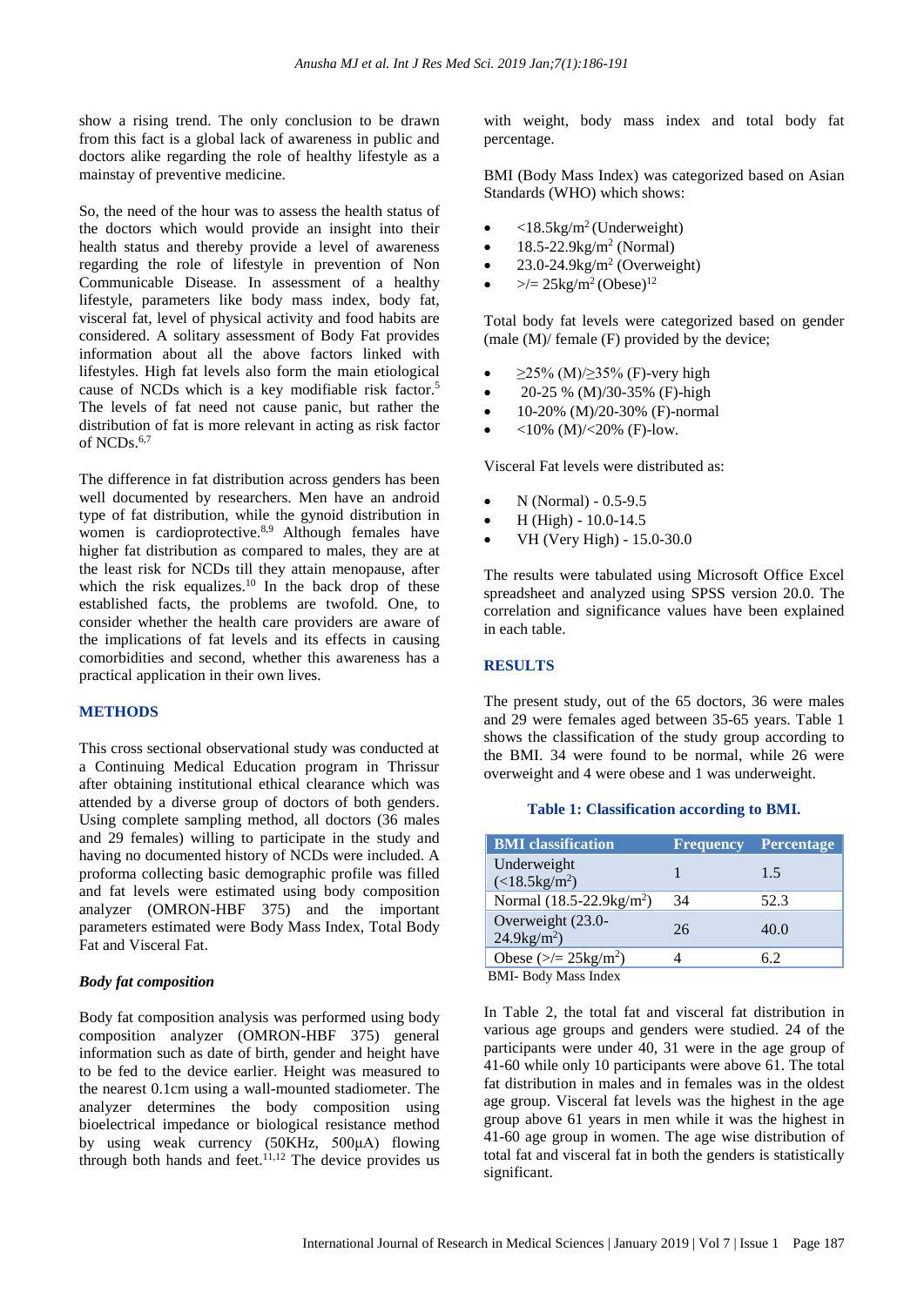show a rising trend. The only conclusion to be drawn from this fact is a global lack of awareness in public and doctors alike regarding the role of healthy lifestyle as a mainstay of preventive medicine.

So, the need of the hour was to assess the health status of the doctors which would provide an insight into their health status and thereby provide a level of awareness regarding the role of lifestyle in prevention of Non Communicable Disease. In assessment of a healthy lifestyle, parameters like body mass index, body fat, visceral fat, level of physical activity and food habits are considered. A solitary assessment of Body Fat provides information about all the above factors linked with lifestyles. High fat levels also form the main etiological cause of NCDs which is a key modifiable risk factor.[5] The levels of fat need not cause panic, but rather the distribution of fat is more relevant in acting as risk factor of NCDs.[6,7]

The difference in fat distribution across genders has been well documented by researchers. Men have an android type of fat distribution, while the gynoid distribution in women is cardioprotective.[8,9] Although females have higher fat distribution as compared to males, they are at the least risk for NCDs till they attain menopause, after which the risk equalizes.[10] In the back drop of these established facts, the problems are twofold. One, to consider whether the health care providers are aware of the implications of fat levels and its effects in causing comorbidities and second, whether this awareness has a practical application in their own lives.

## METHODS

This cross sectional observational study was conducted at a Continuing Medical Education program in Thrissur after obtaining institutional ethical clearance which was attended by a diverse group of doctors of both genders. Using complete sampling method, all doctors (36 males and 29 females) willing to participate in the study and having no documented history of NCDs were included. A proforma collecting basic demographic profile was filled and fat levels were estimated using body composition analyzer (OMRON-HBF 375) and the important parameters estimated were Body Mass Index, Total Body Fat and Visceral Fat.

### *Body fat composition*

Body fat composition analysis was performed using body composition analyzer (OMRON-HBF 375) general information such as date of birth, gender and height have to be fed to the device earlier. Height was measured to the nearest 0.1cm using a wall-mounted stadiometer. The analyzer determines the body composition using bioelectrical impedance or biological resistance method by using weak currency (50KHz, 500μA) flowing through both hands and feet.[11,12] The device provides us with weight, body mass index and total body fat percentage.

BMI (Body Mass Index) was categorized based on Asian Standards (WHO) which shows:

- <18.5kg/m$^2$ (Underweight)
- 18.5-22.9kg/m$^2$ (Normal)
- 23.0-24.9kg/m$^2$ (Overweight)
- >/= 25kg/m$^2$ (Obese)[12]

Total body fat levels were categorized based on gender (male (M)/ female (F) provided by the device;

- ≥25% (M)/≥35% (F)-very high
- 20-25 % (M)/30-35% (F)-high
- 10-20% (M)/20-30% (F)-normal
- <10% (M)/<20% (F)-low.

Visceral Fat levels were distributed as:

- N (Normal) - 0.5-9.5
- H (High) - 10.0-14.5
- VH (Very High) - 15.0-30.0

The results were tabulated using Microsoft Office Excel spreadsheet and analyzed using SPSS version 20.0. The correlation and significance values have been explained in each table.

## RESULTS

The present study, out of the 65 doctors, 36 were males and 29 were females aged between 35-65 years. Table 1 shows the classification of the study group according to the BMI. 34 were found to be normal, while 26 were overweight and 4 were obese and 1 was underweight.

**Table 1: Classification according to BMI.**

| BMI classification | Frequency | Percentage |
|---|---|---|
| Underweight (<18.5kg/m$^2$) | 1 | 1.5 |
| Normal (18.5-22.9kg/m$^2$) | 34 | 52.3 |
| Overweight (23.0-24.9kg/m$^2$) | 26 | 40.0 |
| Obese (>/= 25kg/m$^2$) | 4 | 6.2 |

BMI- Body Mass Index

In Table 2, the total fat and visceral fat distribution in various age groups and genders were studied. 24 of the participants were under 40, 31 were in the age group of 41-60 while only 10 participants were above 61. The total fat distribution in males and in females was in the oldest age group. Visceral fat levels was the highest in the age group above 61 years in men while it was the highest in 41-60 age group in women. The age wise distribution of total fat and visceral fat in both the genders is statistically significant.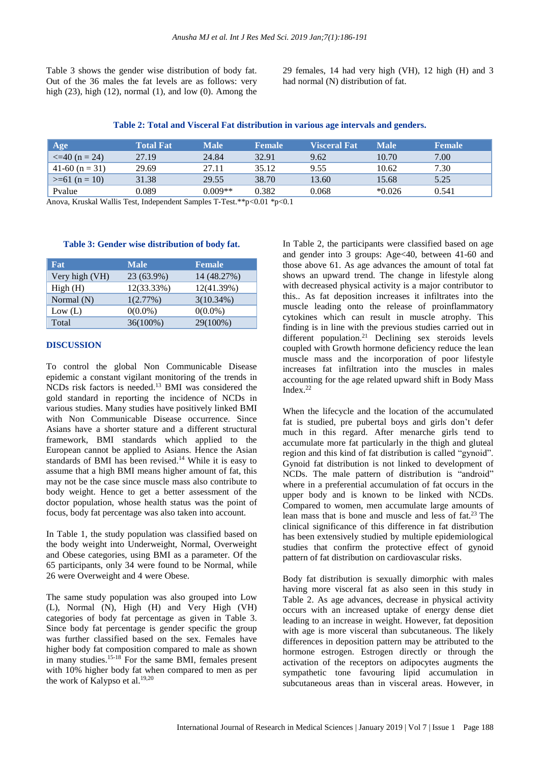Table 3 shows the gender wise distribution of body fat. Out of the 36 males the fat levels are as follows: very high (23), high (12), normal (1), and low (0). Among the 29 females, 14 had very high (VH), 12 high (H) and 3 had normal (N) distribution of fat.

**Table 2: Total and Visceral Fat distribution in various age intervals and genders.**

| Age | Total Fat | Male | Female | Visceral Fat | Male | Female |
|---|---|---|---|---|---|---|
| <=40 (n = 24) | 27.19 | 24.84 | 32.91 | 9.62 | 10.70 | 7.00 |
| 41-60 (n = 31) | 29.69 | 27.11 | 35.12 | 9.55 | 10.62 | 7.30 |
| >=61 (n = 10) | 31.38 | 29.55 | 38.70 | 13.60 | 15.68 | 5.25 |
| Pvalue | 0.089 | 0.009** | 0.382 | 0.068 | *0.026 | 0.541 |

Anova, Kruskal Wallis Test, Independent Samples T-Test.**p<0.01 *p<0.1

**Table 3: Gender wise distribution of body fat.**

| Fat | Male | Female |
|---|---|---|
| Very high (VH) | 23 (63.9%) | 14 (48.27%) |
| High (H) | 12(33.33%) | 12(41.39%) |
| Normal (N) | 1(2.77%) | 3(10.34%) |
| Low (L) | 0(0.0%) | 0(0.0%) |
| Total | 36(100%) | 29(100%) |

## DISCUSSION

To control the global Non Communicable Disease epidemic a constant vigilant monitoring of the trends in NCDs risk factors is needed.[13] BMI was considered the gold standard in reporting the incidence of NCDs in various studies. Many studies have positively linked BMI with Non Communicable Disease occurrence. Since Asians have a shorter stature and a different structural framework, BMI standards which applied to the European cannot be applied to Asians. Hence the Asian standards of BMI has been revised.[14] While it is easy to assume that a high BMI means higher amount of fat, this may not be the case since muscle mass also contribute to body weight. Hence to get a better assessment of the doctor population, whose health status was the point of focus, body fat percentage was also taken into account.

In Table 1, the study population was classified based on the body weight into Underweight, Normal, Overweight and Obese categories, using BMI as a parameter. Of the 65 participants, only 34 were found to be Normal, while 26 were Overweight and 4 were Obese.

The same study population was also grouped into Low (L), Normal (N), High (H) and Very High (VH) categories of body fat percentage as given in Table 3. Since body fat percentage is gender specific the group was further classified based on the sex. Females have higher body fat composition compared to male as shown in many studies.[15-18] For the same BMI, females present with 10% higher body fat when compared to men as per the work of Kalypso et al.[19,20]

In Table 2, the participants were classified based on age and gender into 3 groups: Age<40, between 41-60 and those above 61. As age advances the amount of total fat shows an upward trend. The change in lifestyle along with decreased physical activity is a major contributor to this.. As fat deposition increases it infiltrates into the muscle leading onto the release of proinflammatory cytokines which can result in muscle atrophy. This finding is in line with the previous studies carried out in different population.[21] Declining sex steroids levels coupled with Growth hormone deficiency reduce the lean muscle mass and the incorporation of poor lifestyle increases fat infiltration into the muscles in males accounting for the age related upward shift in Body Mass Index.[22]

When the lifecycle and the location of the accumulated fat is studied, pre pubertal boys and girls don't defer much in this regard. After menarche girls tend to accumulate more fat particularly in the thigh and gluteal region and this kind of fat distribution is called "gynoid". Gynoid fat distribution is not linked to development of NCDs. The male pattern of distribution is "android" where in a preferential accumulation of fat occurs in the upper body and is known to be linked with NCDs. Compared to women, men accumulate large amounts of lean mass that is bone and muscle and less of fat.[23] The clinical significance of this difference in fat distribution has been extensively studied by multiple epidemiological studies that confirm the protective effect of gynoid pattern of fat distribution on cardiovascular risks.

Body fat distribution is sexually dimorphic with males having more visceral fat as also seen in this study in Table 2. As age advances, decrease in physical activity occurs with an increased uptake of energy dense diet leading to an increase in weight. However, fat deposition with age is more visceral than subcutaneous. The likely differences in deposition pattern may be attributed to the hormone estrogen. Estrogen directly or through the activation of the receptors on adipocytes augments the sympathetic tone favouring lipid accumulation in subcutaneous areas than in visceral areas. However, in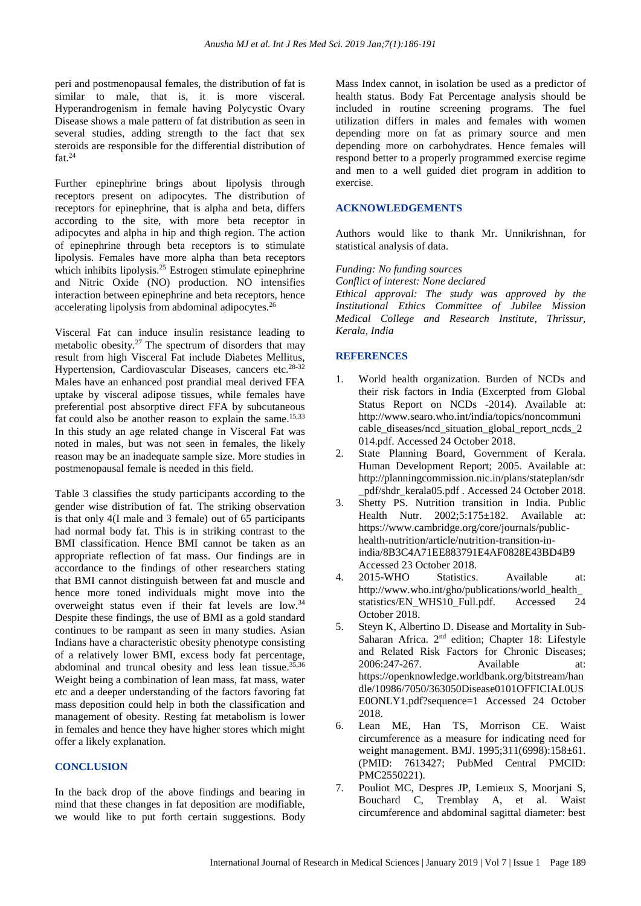peri and postmenopausal females, the distribution of fat is similar to male, that is, it is more visceral. Hyperandrogenism in female having Polycystic Ovary Disease shows a male pattern of fat distribution as seen in several studies, adding strength to the fact that sex steroids are responsible for the differential distribution of fat.[24]

Further epinephrine brings about lipolysis through receptors present on adipocytes. The distribution of receptors for epinephrine, that is alpha and beta, differs according to the site, with more beta receptor in adipocytes and alpha in hip and thigh region. The action of epinephrine through beta receptors is to stimulate lipolysis. Females have more alpha than beta receptors which inhibits lipolysis.[25] Estrogen stimulate epinephrine and Nitric Oxide (NO) production. NO intensifies interaction between epinephrine and beta receptors, hence accelerating lipolysis from abdominal adipocytes.[26]

Visceral Fat can induce insulin resistance leading to metabolic obesity.[27] The spectrum of disorders that may result from high Visceral Fat include Diabetes Mellitus, Hypertension, Cardiovascular Diseases, cancers etc.[28-32] Males have an enhanced post prandial meal derived FFA uptake by visceral adipose tissues, while females have preferential post absorptive direct FFA by subcutaneous fat could also be another reason to explain the same.[15,33] In this study an age related change in Visceral Fat was noted in males, but was not seen in females, the likely reason may be an inadequate sample size. More studies in postmenopausal female is needed in this field.

Table 3 classifies the study participants according to the gender wise distribution of fat. The striking observation is that only 4(I male and 3 female) out of 65 participants had normal body fat. This is in striking contrast to the BMI classification. Hence BMI cannot be taken as an appropriate reflection of fat mass. Our findings are in accordance to the findings of other researchers stating that BMI cannot distinguish between fat and muscle and hence more toned individuals might move into the overweight status even if their fat levels are low.[34] Despite these findings, the use of BMI as a gold standard continues to be rampant as seen in many studies. Asian Indians have a characteristic obesity phenotype consisting of a relatively lower BMI, excess body fat percentage, abdominal and truncal obesity and less lean tissue.[35,36] Weight being a combination of lean mass, fat mass, water etc and a deeper understanding of the factors favoring fat mass deposition could help in both the classification and management of obesity. Resting fat metabolism is lower in females and hence they have higher stores which might offer a likely explanation.

## CONCLUSION

In the back drop of the above findings and bearing in mind that these changes in fat deposition are modifiable, we would like to put forth certain suggestions. Body Mass Index cannot, in isolation be used as a predictor of health status. Body Fat Percentage analysis should be included in routine screening programs. The fuel utilization differs in males and females with women depending more on fat as primary source and men depending more on carbohydrates. Hence females will respond better to a properly programmed exercise regime and men to a well guided diet program in addition to exercise.

## ACKNOWLEDGEMENTS

Authors would like to thank Mr. Unnikrishnan, for statistical analysis of data.

*Funding: No funding sources*
*Conflict of interest: None declared*
*Ethical approval: The study was approved by the Institutional Ethics Committee of Jubilee Mission Medical College and Research Institute, Thrissur, Kerala, India*

## REFERENCES

1. World health organization. Burden of NCDs and their risk factors in India (Excerpted from Global Status Report on NCDs -2014). Available at: http://www.searo.who.int/india/topics/noncommunicable_diseases/ncd_situation_global_report_ncds_2014.pdf. Accessed 24 October 2018.
2. State Planning Board, Government of Kerala. Human Development Report; 2005. Available at: http://planningcommission.nic.in/plans/stateplan/sdr_pdf/shdr_kerala05.pdf . Accessed 24 October 2018.
3. Shetty PS. Nutrition transition in India. Public Health Nutr. 2002;5:175±182. Available at: https://www.cambridge.org/core/journals/public-health-nutrition/article/nutrition-transition-in-india/8B3C4A71EE883791E4AF0828E43BD4B9 Accessed 23 October 2018.
4. 2015-WHO Statistics. Available at: http://www.who.int/gho/publications/world_health_statistics/EN_WHS10_Full.pdf. Accessed 24 October 2018.
5. Steyn K, Albertino D. Disease and Mortality in Sub-Saharan Africa. 2nd edition; Chapter 18: Lifestyle and Related Risk Factors for Chronic Diseases; 2006:247-267. Available at: https://openknowledge.worldbank.org/bitstream/handle/10986/7050/363050Disease0101OFFICIAL0USE0ONLY1.pdf?sequence=1 Accessed 24 October 2018.
6. Lean ME, Han TS, Morrison CE. Waist circumference as a measure for indicating need for weight management. BMJ. 1995;311(6998):158±61. (PMID: 7613427; PubMed Central PMCID: PMC2550221).
7. Pouliot MC, Despres JP, Lemieux S, Moorjani S, Bouchard C, Tremblay A, et al. Waist circumference and abdominal sagittal diameter: best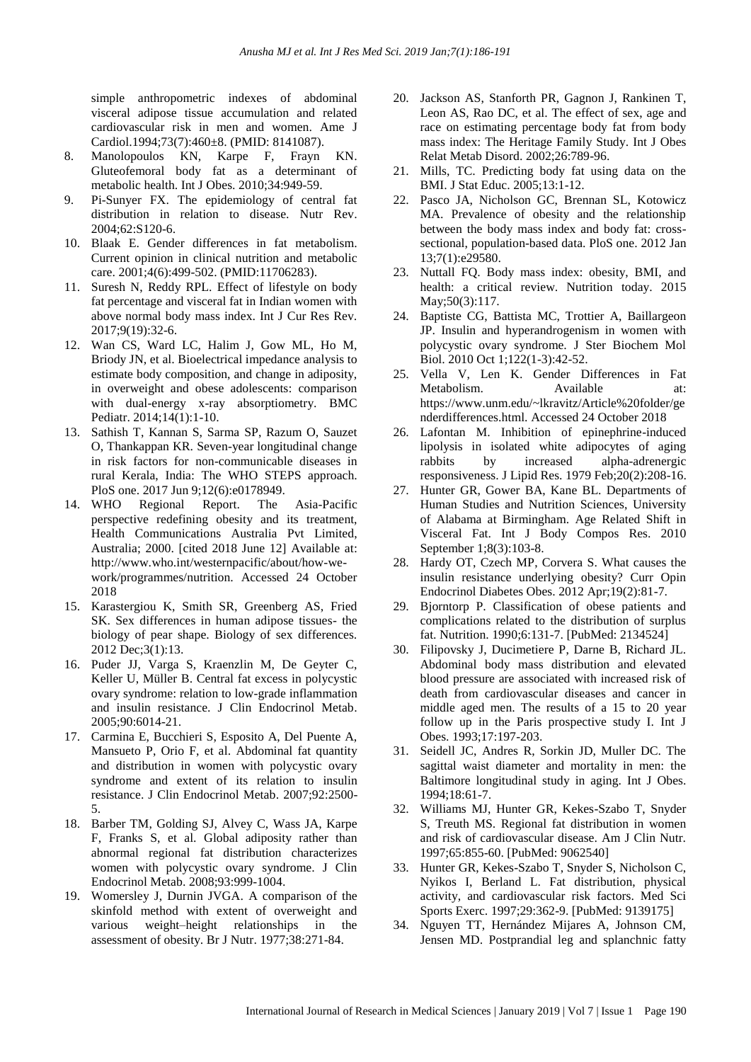simple anthropometric indexes of abdominal visceral adipose tissue accumulation and related cardiovascular risk in men and women. Ame J Cardiol.1994;73(7):460±8. (PMID: 8141087).

8. Manolopoulos KN, Karpe F, Frayn KN. Gluteofemoral body fat as a determinant of metabolic health. Int J Obes. 2010;34:949-59.
9. Pi-Sunyer FX. The epidemiology of central fat distribution in relation to disease. Nutr Rev. 2004;62:S120-6.
10. Blaak E. Gender differences in fat metabolism. Current opinion in clinical nutrition and metabolic care. 2001;4(6):499-502. (PMID:11706283).
11. Suresh N, Reddy RPL. Effect of lifestyle on body fat percentage and visceral fat in Indian women with above normal body mass index. Int J Cur Res Rev. 2017;9(19):32-6.
12. Wan CS, Ward LC, Halim J, Gow ML, Ho M, Briody JN, et al. Bioelectrical impedance analysis to estimate body composition, and change in adiposity, in overweight and obese adolescents: comparison with dual-energy x-ray absorptiometry. BMC Pediatr. 2014;14(1):1-10.
13. Sathish T, Kannan S, Sarma SP, Razum O, Sauzet O, Thankappan KR. Seven-year longitudinal change in risk factors for non-communicable diseases in rural Kerala, India: The WHO STEPS approach. PloS one. 2017 Jun 9;12(6):e0178949.
14. WHO Regional Report. The Asia-Pacific perspective redefining obesity and its treatment, Health Communications Australia Pvt Limited, Australia; 2000. [cited 2018 June 12] Available at: http://www.who.int/westernpacific/about/how-we-work/programmes/nutrition. Accessed 24 October 2018
15. Karastergiou K, Smith SR, Greenberg AS, Fried SK. Sex differences in human adipose tissues- the biology of pear shape. Biology of sex differences. 2012 Dec;3(1):13.
16. Puder JJ, Varga S, Kraenzlin M, De Geyter C, Keller U, Müller B. Central fat excess in polycystic ovary syndrome: relation to low-grade inflammation and insulin resistance. J Clin Endocrinol Metab. 2005;90:6014-21.
17. Carmina E, Bucchieri S, Esposito A, Del Puente A, Mansueto P, Orio F, et al. Abdominal fat quantity and distribution in women with polycystic ovary syndrome and extent of its relation to insulin resistance. J Clin Endocrinol Metab. 2007;92:2500-5.
18. Barber TM, Golding SJ, Alvey C, Wass JA, Karpe F, Franks S, et al. Global adiposity rather than abnormal regional fat distribution characterizes women with polycystic ovary syndrome. J Clin Endocrinol Metab. 2008;93:999-1004.
19. Womersley J, Durnin JVGA. A comparison of the skinfold method with extent of overweight and various weight–height relationships in the assessment of obesity. Br J Nutr. 1977;38:271-84.
20. Jackson AS, Stanforth PR, Gagnon J, Rankinen T, Leon AS, Rao DC, et al. The effect of sex, age and race on estimating percentage body fat from body mass index: The Heritage Family Study. Int J Obes Relat Metab Disord. 2002;26:789-96.
21. Mills, TC. Predicting body fat using data on the BMI. J Stat Educ. 2005;13:1-12.
22. Pasco JA, Nicholson GC, Brennan SL, Kotowicz MA. Prevalence of obesity and the relationship between the body mass index and body fat: cross-sectional, population-based data. PloS one. 2012 Jan 13;7(1):e29580.
23. Nuttall FQ. Body mass index: obesity, BMI, and health: a critical review. Nutrition today. 2015 May;50(3):117.
24. Baptiste CG, Battista MC, Trottier A, Baillargeon JP. Insulin and hyperandrogenism in women with polycystic ovary syndrome. J Ster Biochem Mol Biol. 2010 Oct 1;122(1-3):42-52.
25. Vella V, Len K. Gender Differences in Fat Metabolism. Available at: https://www.unm.edu/~lkravitz/Article%20folder/genderdifferences.html. Accessed 24 October 2018
26. Lafontan M. Inhibition of epinephrine-induced lipolysis in isolated white adipocytes of aging rabbits by increased alpha-adrenergic responsiveness. J Lipid Res. 1979 Feb;20(2):208-16.
27. Hunter GR, Gower BA, Kane BL. Departments of Human Studies and Nutrition Sciences, University of Alabama at Birmingham. Age Related Shift in Visceral Fat. Int J Body Compos Res. 2010 September 1;8(3):103-8.
28. Hardy OT, Czech MP, Corvera S. What causes the insulin resistance underlying obesity? Curr Opin Endocrinol Diabetes Obes. 2012 Apr;19(2):81-7.
29. Bjorntorp P. Classification of obese patients and complications related to the distribution of surplus fat. Nutrition. 1990;6:131-7. [PubMed: 2134524]
30. Filipovsky J, Ducimetiere P, Darne B, Richard JL. Abdominal body mass distribution and elevated blood pressure are associated with increased risk of death from cardiovascular diseases and cancer in middle aged men. The results of a 15 to 20 year follow up in the Paris prospective study I. Int J Obes. 1993;17:197-203.
31. Seidell JC, Andres R, Sorkin JD, Muller DC. The sagittal waist diameter and mortality in men: the Baltimore longitudinal study in aging. Int J Obes. 1994;18:61-7.
32. Williams MJ, Hunter GR, Kekes-Szabo T, Snyder S, Treuth MS. Regional fat distribution in women and risk of cardiovascular disease. Am J Clin Nutr. 1997;65:855-60. [PubMed: 9062540]
33. Hunter GR, Kekes-Szabo T, Snyder S, Nicholson C, Nyikos I, Berland L. Fat distribution, physical activity, and cardiovascular risk factors. Med Sci Sports Exerc. 1997;29:362-9. [PubMed: 9139175]
34. Nguyen TT, Hernández Mijares A, Johnson CM, Jensen MD. Postprandial leg and splanchnic fatty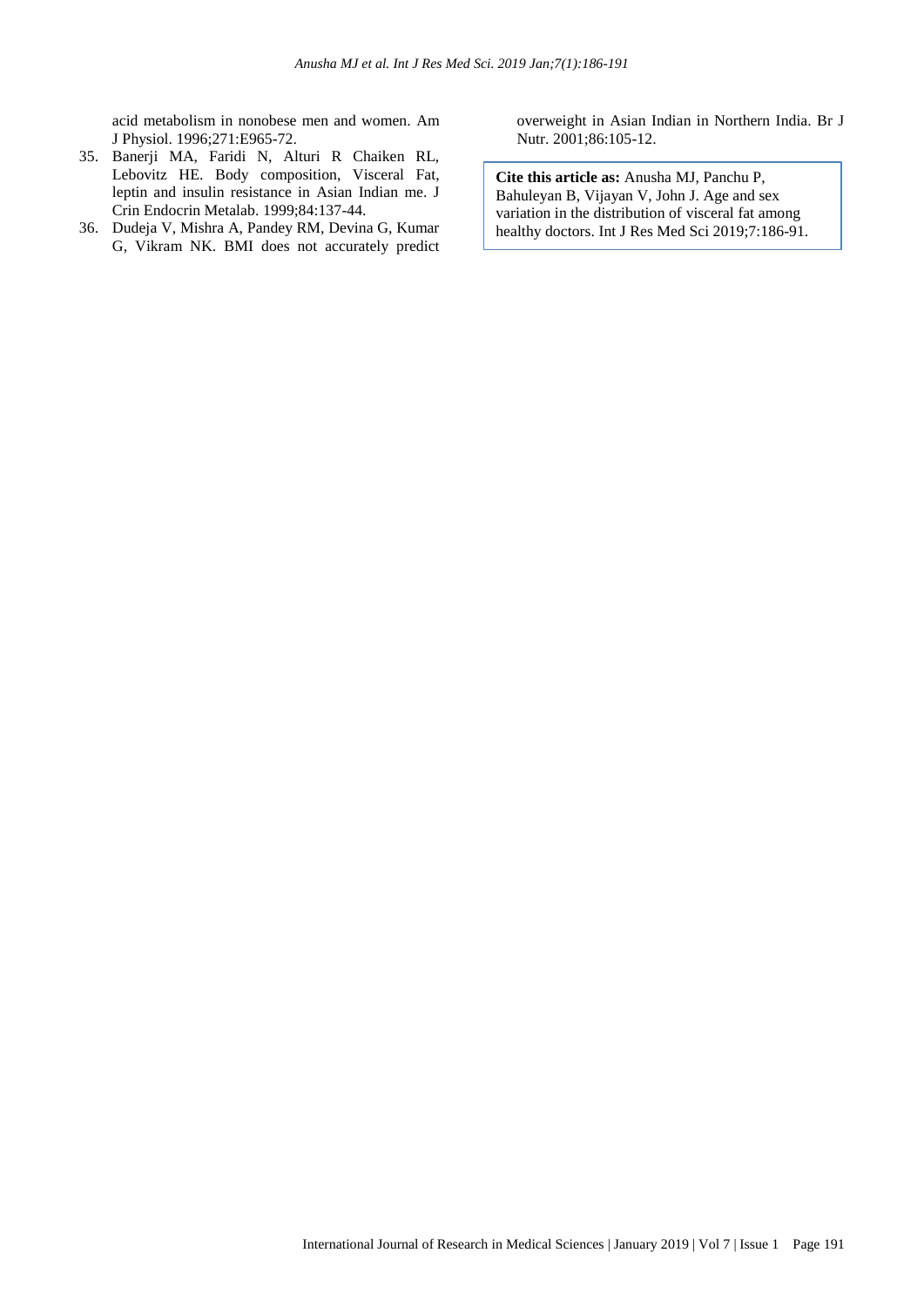acid metabolism in nonobese men and women. Am J Physiol. 1996;271:E965-72.

35. Banerji MA, Faridi N, Alturi R Chaiken RL, Lebovitz HE. Body composition, Visceral Fat, leptin and insulin resistance in Asian Indian me. J Crin Endocrin Metalab. 1999;84:137-44.
36. Dudeja V, Mishra A, Pandey RM, Devina G, Kumar G, Vikram NK. BMI does not accurately predict overweight in Asian Indian in Northern India. Br J Nutr. 2001;86:105-12.

**Cite this article as:** Anusha MJ, Panchu P, Bahuleyan B, Vijayan V, John J. Age and sex variation in the distribution of visceral fat among healthy doctors. Int J Res Med Sci 2019;7:186-91.